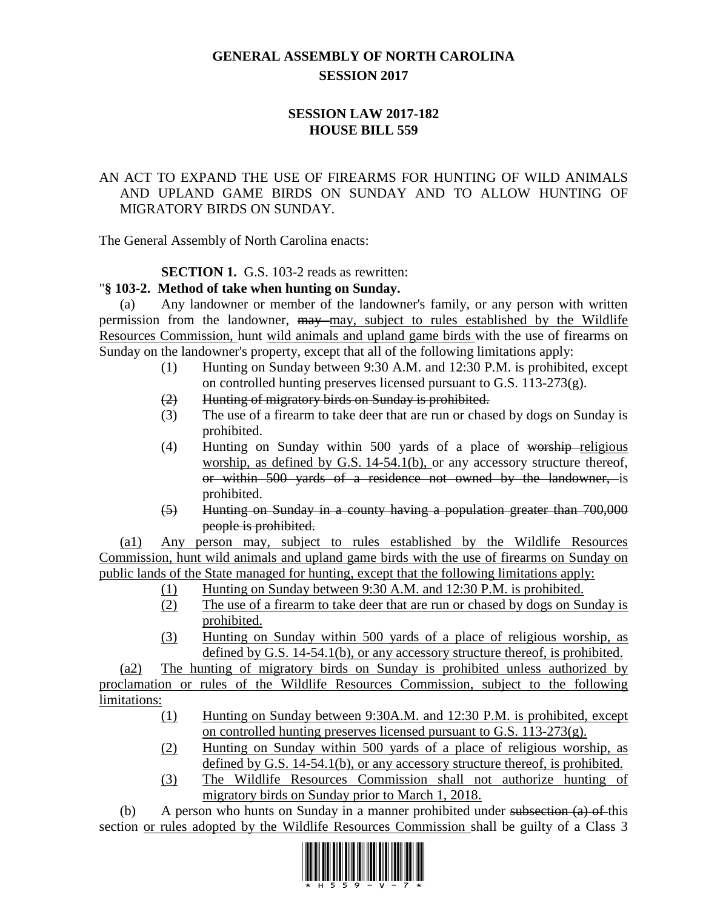# GENERAL ASSEMBLY OF NORTH CAROLINA
## SESSION 2017

## SESSION LAW 2017-182
## HOUSE BILL 559

AN ACT TO EXPAND THE USE OF FIREARMS FOR HUNTING OF WILD ANIMALS AND UPLAND GAME BIRDS ON SUNDAY AND TO ALLOW HUNTING OF MIGRATORY BIRDS ON SUNDAY.

The General Assembly of North Carolina enacts:

**SECTION 1.** G.S. 103-2 reads as rewritten:

"**§ 103-2. Method of take when hunting on Sunday.**

(a) Any landowner or member of the landowner's family, or any person with written permission from the landowner, ~~may~~ <u>may, subject to rules established by the Wildlife Resources Commission,</u> hunt <u>wild animals and upland game birds</u> with the use of firearms on Sunday on the landowner's property, except that all of the following limitations apply:

- (1) Hunting on Sunday between 9:30 A.M. and 12:30 P.M. is prohibited, except on controlled hunting preserves licensed pursuant to G.S. 113-273(g).
- ~~(2) Hunting of migratory birds on Sunday is prohibited.~~
- (3) The use of a firearm to take deer that are run or chased by dogs on Sunday is prohibited.
- (4) Hunting on Sunday within 500 yards of a place of ~~worship~~ <u>religious worship, as defined by G.S. 14-54.1(b),</u> or any accessory structure thereof, ~~or within 500 yards of a residence not owned by the landowner,~~ is prohibited.
- ~~(5) Hunting on Sunday in a county having a population greater than 700,000 people is prohibited.~~

<u>(a1) Any person may, subject to rules established by the Wildlife Resources Commission, hunt wild animals and upland game birds with the use of firearms on Sunday on public lands of the State managed for hunting, except that the following limitations apply:</u>

- <u>(1) Hunting on Sunday between 9:30 A.M. and 12:30 P.M. is prohibited.</u>
- <u>(2) The use of a firearm to take deer that are run or chased by dogs on Sunday is prohibited.</u>
- <u>(3) Hunting on Sunday within 500 yards of a place of religious worship, as defined by G.S. 14-54.1(b), or any accessory structure thereof, is prohibited.</u>

<u>(a2) The hunting of migratory birds on Sunday is prohibited unless authorized by proclamation or rules of the Wildlife Resources Commission, subject to the following limitations:</u>

- <u>(1) Hunting on Sunday between 9:30A.M. and 12:30 P.M. is prohibited, except on controlled hunting preserves licensed pursuant to G.S. 113-273(g).</u>
- <u>(2) Hunting on Sunday within 500 yards of a place of religious worship, as defined by G.S. 14-54.1(b), or any accessory structure thereof, is prohibited.</u>
- <u>(3) The Wildlife Resources Commission shall not authorize hunting of migratory birds on Sunday prior to March 1, 2018.</u>

(b) A person who hunts on Sunday in a manner prohibited under ~~subsection (a) of~~ this section <u>or rules adopted by the Wildlife Resources Commission</u> shall be guilty of a Class 3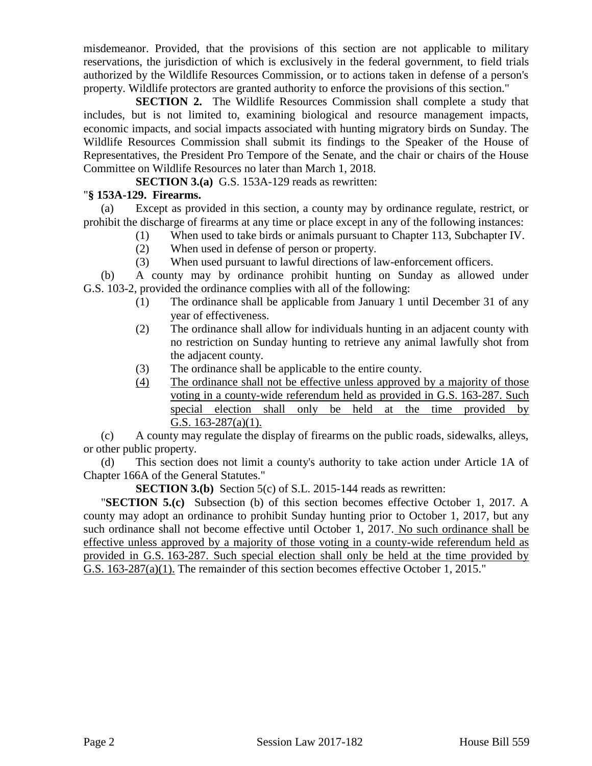misdemeanor. Provided, that the provisions of this section are not applicable to military reservations, the jurisdiction of which is exclusively in the federal government, to field trials authorized by the Wildlife Resources Commission, or to actions taken in defense of a person's property. Wildlife protectors are granted authority to enforce the provisions of this section."

**SECTION 2.** The Wildlife Resources Commission shall complete a study that includes, but is not limited to, examining biological and resource management impacts, economic impacts, and social impacts associated with hunting migratory birds on Sunday. The Wildlife Resources Commission shall submit its findings to the Speaker of the House of Representatives, the President Pro Tempore of the Senate, and the chair or chairs of the House Committee on Wildlife Resources no later than March 1, 2018.

**SECTION 3.(a)** G.S. 153A-129 reads as rewritten:

"**§ 153A-129. Firearms.**

(a) Except as provided in this section, a county may by ordinance regulate, restrict, or prohibit the discharge of firearms at any time or place except in any of the following instances:

(1) When used to take birds or animals pursuant to Chapter 113, Subchapter IV.

(2) When used in defense of person or property.

(3) When used pursuant to lawful directions of law-enforcement officers.

(b) A county may by ordinance prohibit hunting on Sunday as allowed under G.S. 103-2, provided the ordinance complies with all of the following:

(1) The ordinance shall be applicable from January 1 until December 31 of any year of effectiveness.

(2) The ordinance shall allow for individuals hunting in an adjacent county with no restriction on Sunday hunting to retrieve any animal lawfully shot from the adjacent county.

(3) The ordinance shall be applicable to the entire county.

<u>(4) The ordinance shall not be effective unless approved by a majority of those voting in a county-wide referendum held as provided in G.S. 163-287. Such special election shall only be held at the time provided by G.S. 163-287(a)(1).</u>

(c) A county may regulate the display of firearms on the public roads, sidewalks, alleys, or other public property.

(d) This section does not limit a county's authority to take action under Article 1A of Chapter 166A of the General Statutes."

**SECTION 3.(b)** Section 5(c) of S.L. 2015-144 reads as rewritten:

"**SECTION 5.(c)** Subsection (b) of this section becomes effective October 1, 2017. A county may adopt an ordinance to prohibit Sunday hunting prior to October 1, 2017, but any such ordinance shall not become effective until October 1, 2017. <u>No such ordinance shall be effective unless approved by a majority of those voting in a county-wide referendum held as provided in G.S. 163-287. Such special election shall only be held at the time provided by G.S. 163-287(a)(1).</u> The remainder of this section becomes effective October 1, 2015."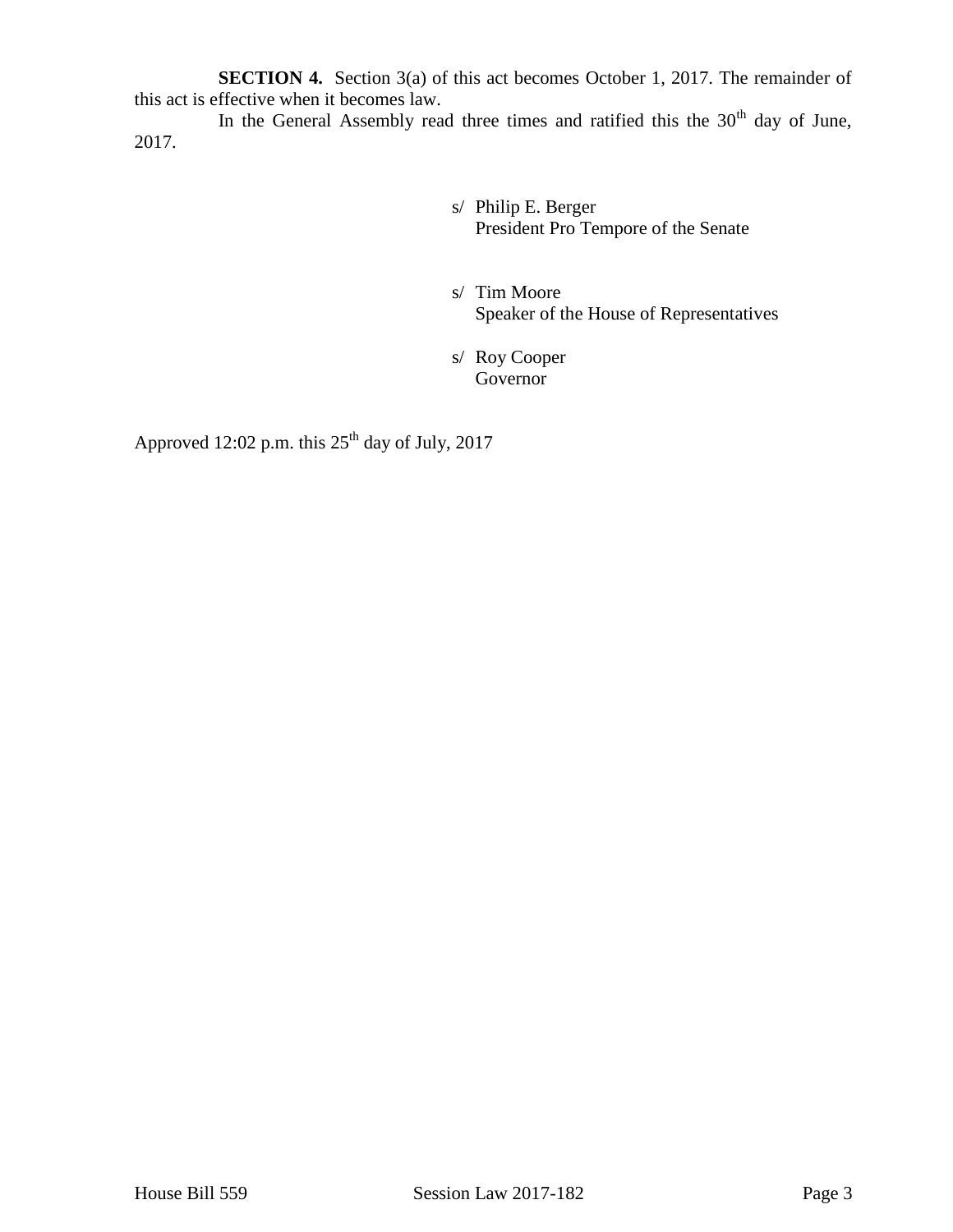**SECTION 4.** Section 3(a) of this act becomes October 1, 2017. The remainder of this act is effective when it becomes law.

In the General Assembly read three times and ratified this the 30th day of June, 2017.

s/ Philip E. Berger
President Pro Tempore of the Senate

s/ Tim Moore
Speaker of the House of Representatives

s/ Roy Cooper
Governor

Approved 12:02 p.m. this 25th day of July, 2017